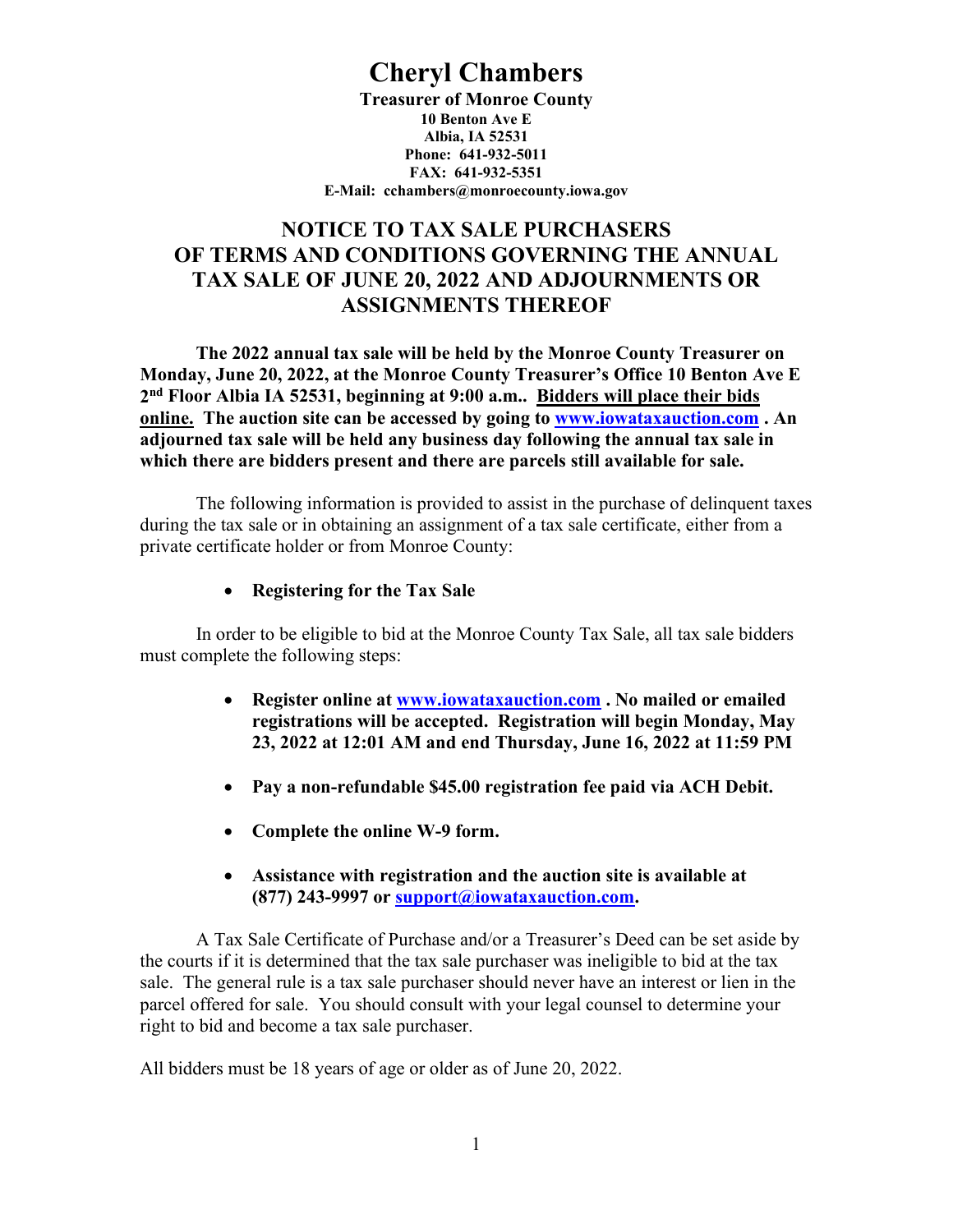# Cheryl Chambers

**Treasurer of Monroe County**
**10 Benton Ave E**
**Albia, IA 52531**
**Phone: 641-932-5011**
**FAX: 641-932-5351**
**E-Mail: cchambers@monroecounty.iowa.gov**

## NOTICE TO TAX SALE PURCHASERS OF TERMS AND CONDITIONS GOVERNING THE ANNUAL TAX SALE OF JUNE 20, 2022 AND ADJOURNMENTS OR ASSIGNMENTS THEREOF

**The 2022 annual tax sale will be held by the Monroe County Treasurer on Monday, June 20, 2022, at the Monroe County Treasurer's Office 10 Benton Ave E 2nd Floor Albia IA 52531, beginning at 9:00 a.m.. <u>Bidders will place their bids online.</u> The auction site can be accessed by going to [www.iowataxauction.com](http://www.iowataxauction.com) . An adjourned tax sale will be held any business day following the annual tax sale in which there are bidders present and there are parcels still available for sale.**

The following information is provided to assist in the purchase of delinquent taxes during the tax sale or in obtaining an assignment of a tax sale certificate, either from a private certificate holder or from Monroe County:

- **Registering for the Tax Sale**

In order to be eligible to bid at the Monroe County Tax Sale, all tax sale bidders must complete the following steps:

- **Register online at [www.iowataxauction.com](http://www.iowataxauction.com) . No mailed or emailed registrations will be accepted. Registration will begin Monday, May 23, 2022 at 12:01 AM and end Thursday, June 16, 2022 at 11:59 PM**
- **Pay a non-refundable $45.00 registration fee paid via ACH Debit.**
- **Complete the online W-9 form.**
- **Assistance with registration and the auction site is available at (877) 243-9997 or [support@iowataxauction.com](mailto:support@iowataxauction.com).**

A Tax Sale Certificate of Purchase and/or a Treasurer's Deed can be set aside by the courts if it is determined that the tax sale purchaser was ineligible to bid at the tax sale. The general rule is a tax sale purchaser should never have an interest or lien in the parcel offered for sale. You should consult with your legal counsel to determine your right to bid and become a tax sale purchaser.

All bidders must be 18 years of age or older as of June 20, 2022.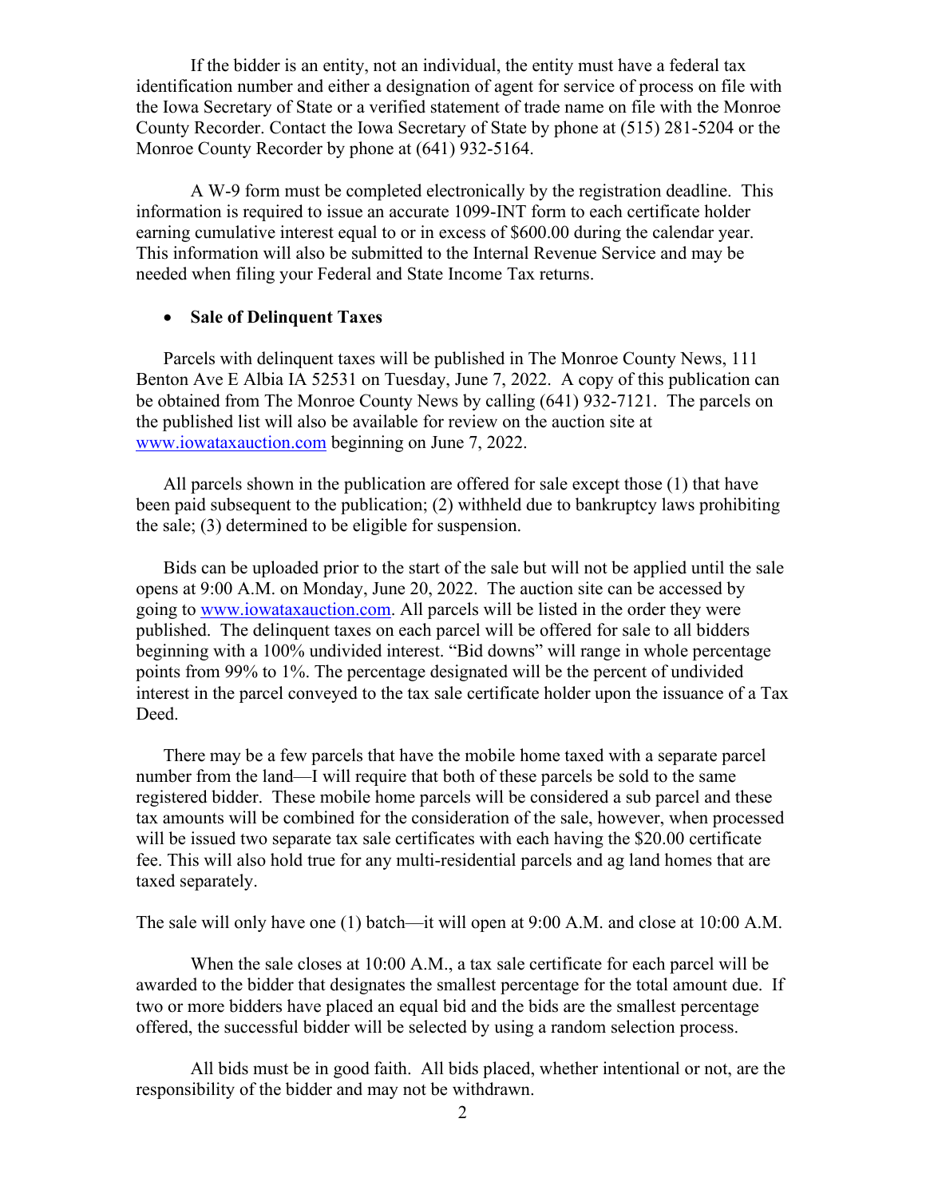If the bidder is an entity, not an individual, the entity must have a federal tax identification number and either a designation of agent for service of process on file with the Iowa Secretary of State or a verified statement of trade name on file with the Monroe County Recorder. Contact the Iowa Secretary of State by phone at (515) 281-5204 or the Monroe County Recorder by phone at (641) 932-5164.

A W-9 form must be completed electronically by the registration deadline. This information is required to issue an accurate 1099-INT form to each certificate holder earning cumulative interest equal to or in excess of $600.00 during the calendar year. This information will also be submitted to the Internal Revenue Service and may be needed when filing your Federal and State Income Tax returns.

- **Sale of Delinquent Taxes**

Parcels with delinquent taxes will be published in The Monroe County News, 111 Benton Ave E Albia IA 52531 on Tuesday, June 7, 2022. A copy of this publication can be obtained from The Monroe County News by calling (641) 932-7121. The parcels on the published list will also be available for review on the auction site at www.iowataxauction.com beginning on June 7, 2022.

All parcels shown in the publication are offered for sale except those (1) that have been paid subsequent to the publication; (2) withheld due to bankruptcy laws prohibiting the sale; (3) determined to be eligible for suspension.

Bids can be uploaded prior to the start of the sale but will not be applied until the sale opens at 9:00 A.M. on Monday, June 20, 2022. The auction site can be accessed by going to www.iowataxauction.com. All parcels will be listed in the order they were published. The delinquent taxes on each parcel will be offered for sale to all bidders beginning with a 100% undivided interest. "Bid downs" will range in whole percentage points from 99% to 1%. The percentage designated will be the percent of undivided interest in the parcel conveyed to the tax sale certificate holder upon the issuance of a Tax Deed.

There may be a few parcels that have the mobile home taxed with a separate parcel number from the land—I will require that both of these parcels be sold to the same registered bidder. These mobile home parcels will be considered a sub parcel and these tax amounts will be combined for the consideration of the sale, however, when processed will be issued two separate tax sale certificates with each having the $20.00 certificate fee. This will also hold true for any multi-residential parcels and ag land homes that are taxed separately.

The sale will only have one (1) batch—it will open at 9:00 A.M. and close at 10:00 A.M.

When the sale closes at 10:00 A.M., a tax sale certificate for each parcel will be awarded to the bidder that designates the smallest percentage for the total amount due. If two or more bidders have placed an equal bid and the bids are the smallest percentage offered, the successful bidder will be selected by using a random selection process.

All bids must be in good faith. All bids placed, whether intentional or not, are the responsibility of the bidder and may not be withdrawn.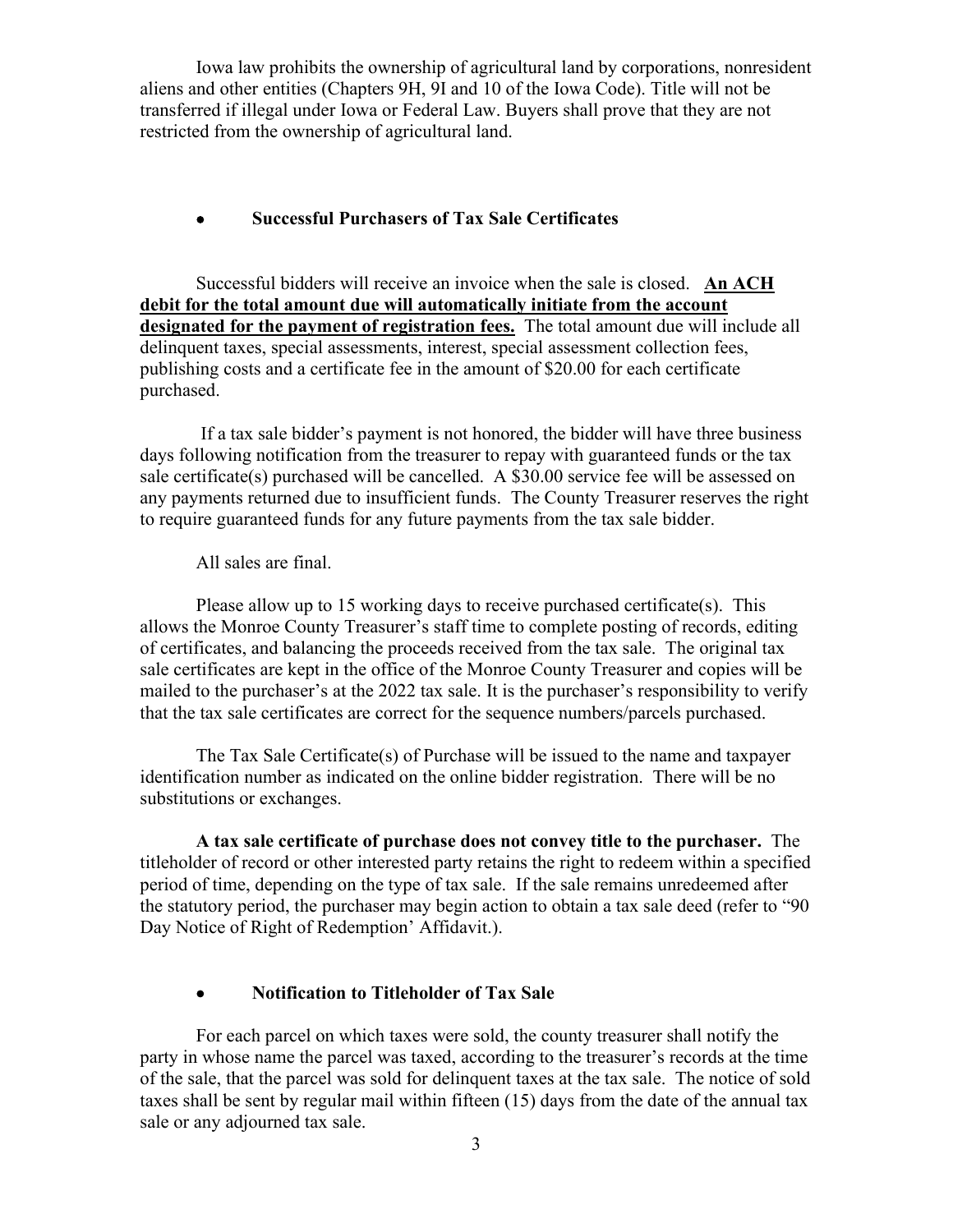Iowa law prohibits the ownership of agricultural land by corporations, nonresident aliens and other entities (Chapters 9H, 9I and 10 of the Iowa Code). Title will not be transferred if illegal under Iowa or Federal Law. Buyers shall prove that they are not restricted from the ownership of agricultural land.

- **Successful Purchasers of Tax Sale Certificates**

Successful bidders will receive an invoice when the sale is closed. **An ACH debit for the total amount due will automatically initiate from the account designated for the payment of registration fees.** The total amount due will include all delinquent taxes, special assessments, interest, special assessment collection fees, publishing costs and a certificate fee in the amount of $20.00 for each certificate purchased.

If a tax sale bidder's payment is not honored, the bidder will have three business days following notification from the treasurer to repay with guaranteed funds or the tax sale certificate(s) purchased will be cancelled. A $30.00 service fee will be assessed on any payments returned due to insufficient funds. The County Treasurer reserves the right to require guaranteed funds for any future payments from the tax sale bidder.

All sales are final.

Please allow up to 15 working days to receive purchased certificate(s). This allows the Monroe County Treasurer's staff time to complete posting of records, editing of certificates, and balancing the proceeds received from the tax sale. The original tax sale certificates are kept in the office of the Monroe County Treasurer and copies will be mailed to the purchaser's at the 2022 tax sale. It is the purchaser's responsibility to verify that the tax sale certificates are correct for the sequence numbers/parcels purchased.

The Tax Sale Certificate(s) of Purchase will be issued to the name and taxpayer identification number as indicated on the online bidder registration. There will be no substitutions or exchanges.

**A tax sale certificate of purchase does not convey title to the purchaser.** The titleholder of record or other interested party retains the right to redeem within a specified period of time, depending on the type of tax sale. If the sale remains unredeemed after the statutory period, the purchaser may begin action to obtain a tax sale deed (refer to "90 Day Notice of Right of Redemption' Affidavit.).

- **Notification to Titleholder of Tax Sale**

For each parcel on which taxes were sold, the county treasurer shall notify the party in whose name the parcel was taxed, according to the treasurer's records at the time of the sale, that the parcel was sold for delinquent taxes at the tax sale. The notice of sold taxes shall be sent by regular mail within fifteen (15) days from the date of the annual tax sale or any adjourned tax sale.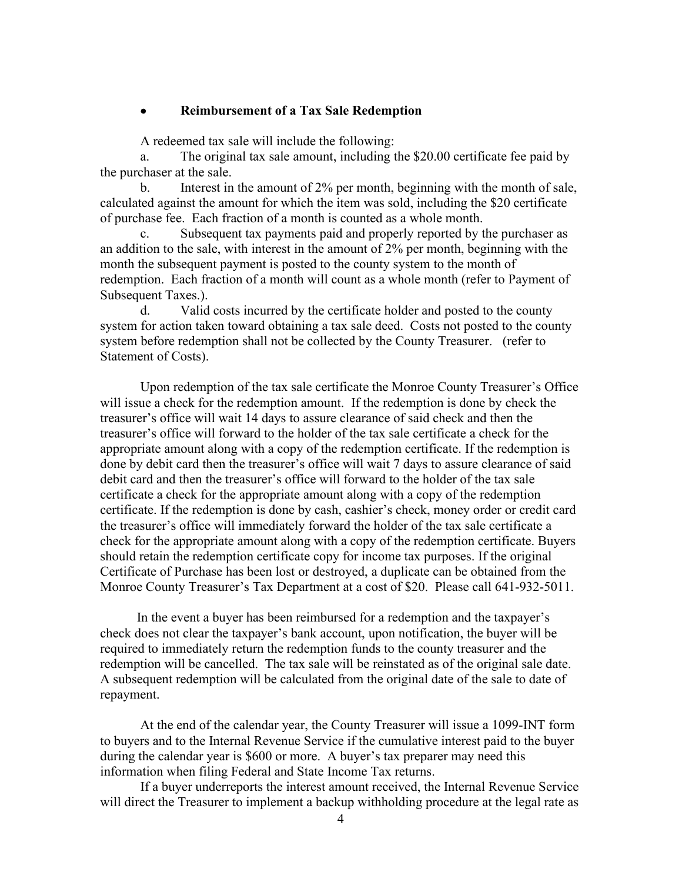- **Reimbursement of a Tax Sale Redemption**

A redeemed tax sale will include the following:

a. The original tax sale amount, including the $20.00 certificate fee paid by the purchaser at the sale.

b. Interest in the amount of 2% per month, beginning with the month of sale, calculated against the amount for which the item was sold, including the $20 certificate of purchase fee. Each fraction of a month is counted as a whole month.

c. Subsequent tax payments paid and properly reported by the purchaser as an addition to the sale, with interest in the amount of 2% per month, beginning with the month the subsequent payment is posted to the county system to the month of redemption. Each fraction of a month will count as a whole month (refer to Payment of Subsequent Taxes.).

d. Valid costs incurred by the certificate holder and posted to the county system for action taken toward obtaining a tax sale deed. Costs not posted to the county system before redemption shall not be collected by the County Treasurer. (refer to Statement of Costs).

Upon redemption of the tax sale certificate the Monroe County Treasurer's Office will issue a check for the redemption amount. If the redemption is done by check the treasurer's office will wait 14 days to assure clearance of said check and then the treasurer's office will forward to the holder of the tax sale certificate a check for the appropriate amount along with a copy of the redemption certificate. If the redemption is done by debit card then the treasurer's office will wait 7 days to assure clearance of said debit card and then the treasurer's office will forward to the holder of the tax sale certificate a check for the appropriate amount along with a copy of the redemption certificate. If the redemption is done by cash, cashier's check, money order or credit card the treasurer's office will immediately forward the holder of the tax sale certificate a check for the appropriate amount along with a copy of the redemption certificate. Buyers should retain the redemption certificate copy for income tax purposes. If the original Certificate of Purchase has been lost or destroyed, a duplicate can be obtained from the Monroe County Treasurer's Tax Department at a cost of $20. Please call 641-932-5011.

In the event a buyer has been reimbursed for a redemption and the taxpayer's check does not clear the taxpayer's bank account, upon notification, the buyer will be required to immediately return the redemption funds to the county treasurer and the redemption will be cancelled. The tax sale will be reinstated as of the original sale date. A subsequent redemption will be calculated from the original date of the sale to date of repayment.

At the end of the calendar year, the County Treasurer will issue a 1099-INT form to buyers and to the Internal Revenue Service if the cumulative interest paid to the buyer during the calendar year is $600 or more. A buyer's tax preparer may need this information when filing Federal and State Income Tax returns.

If a buyer underreports the interest amount received, the Internal Revenue Service will direct the Treasurer to implement a backup withholding procedure at the legal rate as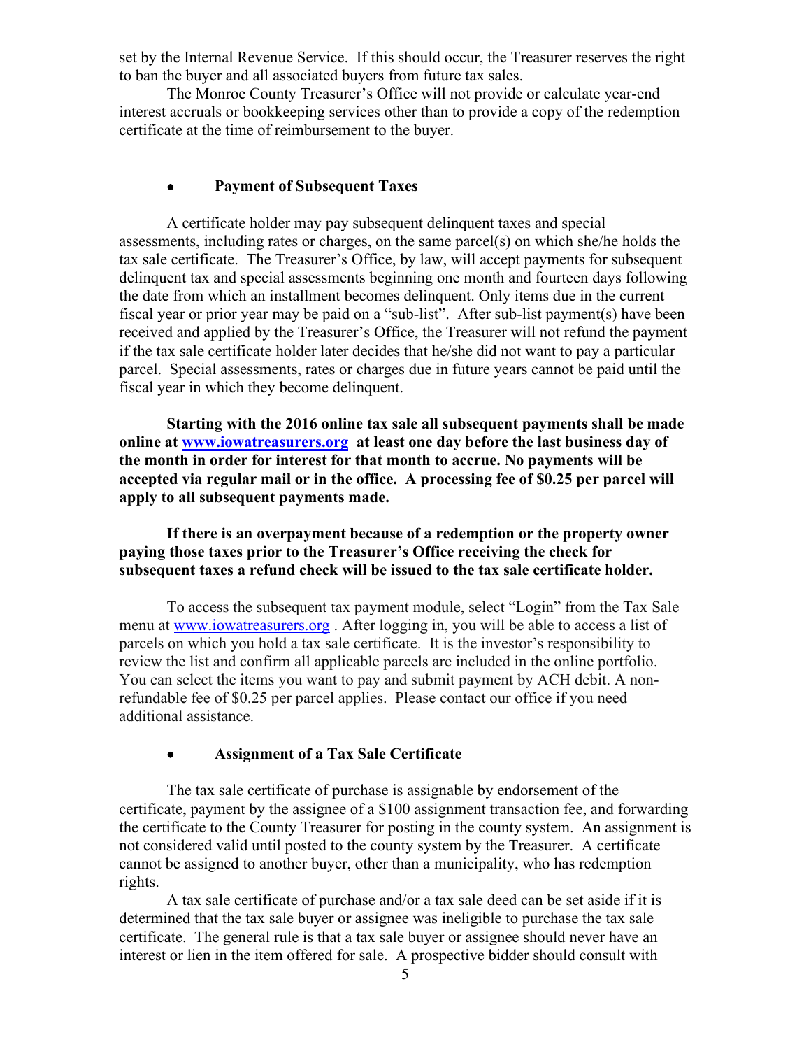set by the Internal Revenue Service. If this should occur, the Treasurer reserves the right to ban the buyer and all associated buyers from future tax sales.

The Monroe County Treasurer's Office will not provide or calculate year-end interest accruals or bookkeeping services other than to provide a copy of the redemption certificate at the time of reimbursement to the buyer.

- **Payment of Subsequent Taxes**

A certificate holder may pay subsequent delinquent taxes and special assessments, including rates or charges, on the same parcel(s) on which she/he holds the tax sale certificate. The Treasurer's Office, by law, will accept payments for subsequent delinquent tax and special assessments beginning one month and fourteen days following the date from which an installment becomes delinquent. Only items due in the current fiscal year or prior year may be paid on a "sub-list". After sub-list payment(s) have been received and applied by the Treasurer's Office, the Treasurer will not refund the payment if the tax sale certificate holder later decides that he/she did not want to pay a particular parcel. Special assessments, rates or charges due in future years cannot be paid until the fiscal year in which they become delinquent.

**Starting with the 2016 online tax sale all subsequent payments shall be made online at [www.iowatreasurers.org](http://www.iowatreasurers.org) at least one day before the last business day of the month in order for interest for that month to accrue. No payments will be accepted via regular mail or in the office. A processing fee of $0.25 per parcel will apply to all subsequent payments made.**

**If there is an overpayment because of a redemption or the property owner paying those taxes prior to the Treasurer's Office receiving the check for subsequent taxes a refund check will be issued to the tax sale certificate holder.**

To access the subsequent tax payment module, select "Login" from the Tax Sale menu at [www.iowatreasurers.org](http://www.iowatreasurers.org) . After logging in, you will be able to access a list of parcels on which you hold a tax sale certificate. It is the investor's responsibility to review the list and confirm all applicable parcels are included in the online portfolio. You can select the items you want to pay and submit payment by ACH debit. A non-refundable fee of $0.25 per parcel applies. Please contact our office if you need additional assistance.

- **Assignment of a Tax Sale Certificate**

The tax sale certificate of purchase is assignable by endorsement of the certificate, payment by the assignee of a $100 assignment transaction fee, and forwarding the certificate to the County Treasurer for posting in the county system. An assignment is not considered valid until posted to the county system by the Treasurer. A certificate cannot be assigned to another buyer, other than a municipality, who has redemption rights.

A tax sale certificate of purchase and/or a tax sale deed can be set aside if it is determined that the tax sale buyer or assignee was ineligible to purchase the tax sale certificate. The general rule is that a tax sale buyer or assignee should never have an interest or lien in the item offered for sale. A prospective bidder should consult with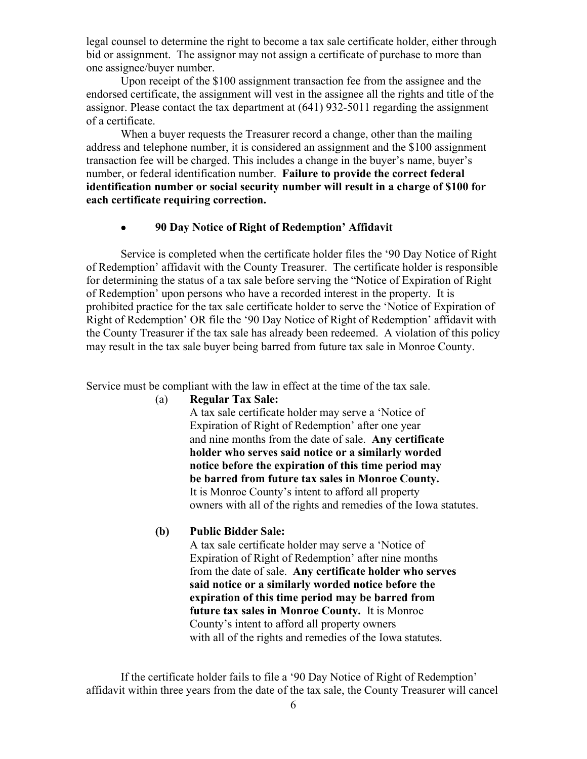legal counsel to determine the right to become a tax sale certificate holder, either through bid or assignment. The assignor may not assign a certificate of purchase to more than one assignee/buyer number.

Upon receipt of the $100 assignment transaction fee from the assignee and the endorsed certificate, the assignment will vest in the assignee all the rights and title of the assignor. Please contact the tax department at (641) 932-5011 regarding the assignment of a certificate.

When a buyer requests the Treasurer record a change, other than the mailing address and telephone number, it is considered an assignment and the $100 assignment transaction fee will be charged. This includes a change in the buyer's name, buyer's number, or federal identification number. **Failure to provide the correct federal identification number or social security number will result in a charge of $100 for each certificate requiring correction.**

- **90 Day Notice of Right of Redemption' Affidavit**

Service is completed when the certificate holder files the '90 Day Notice of Right of Redemption' affidavit with the County Treasurer. The certificate holder is responsible for determining the status of a tax sale before serving the "Notice of Expiration of Right of Redemption' upon persons who have a recorded interest in the property. It is prohibited practice for the tax sale certificate holder to serve the 'Notice of Expiration of Right of Redemption' OR file the '90 Day Notice of Right of Redemption' affidavit with the County Treasurer if the tax sale has already been redeemed. A violation of this policy may result in the tax sale buyer being barred from future tax sale in Monroe County.

Service must be compliant with the law in effect at the time of the tax sale.

(a) **Regular Tax Sale:**
A tax sale certificate holder may serve a 'Notice of Expiration of Right of Redemption' after one year and nine months from the date of sale. **Any certificate holder who serves said notice or a similarly worded notice before the expiration of this time period may be barred from future tax sales in Monroe County.** It is Monroe County's intent to afford all property owners with all of the rights and remedies of the Iowa statutes.

**(b) Public Bidder Sale:**
A tax sale certificate holder may serve a 'Notice of Expiration of Right of Redemption' after nine months from the date of sale. **Any certificate holder who serves said notice or a similarly worded notice before the expiration of this time period may be barred from future tax sales in Monroe County.** It is Monroe County's intent to afford all property owners with all of the rights and remedies of the Iowa statutes.

If the certificate holder fails to file a '90 Day Notice of Right of Redemption' affidavit within three years from the date of the tax sale, the County Treasurer will cancel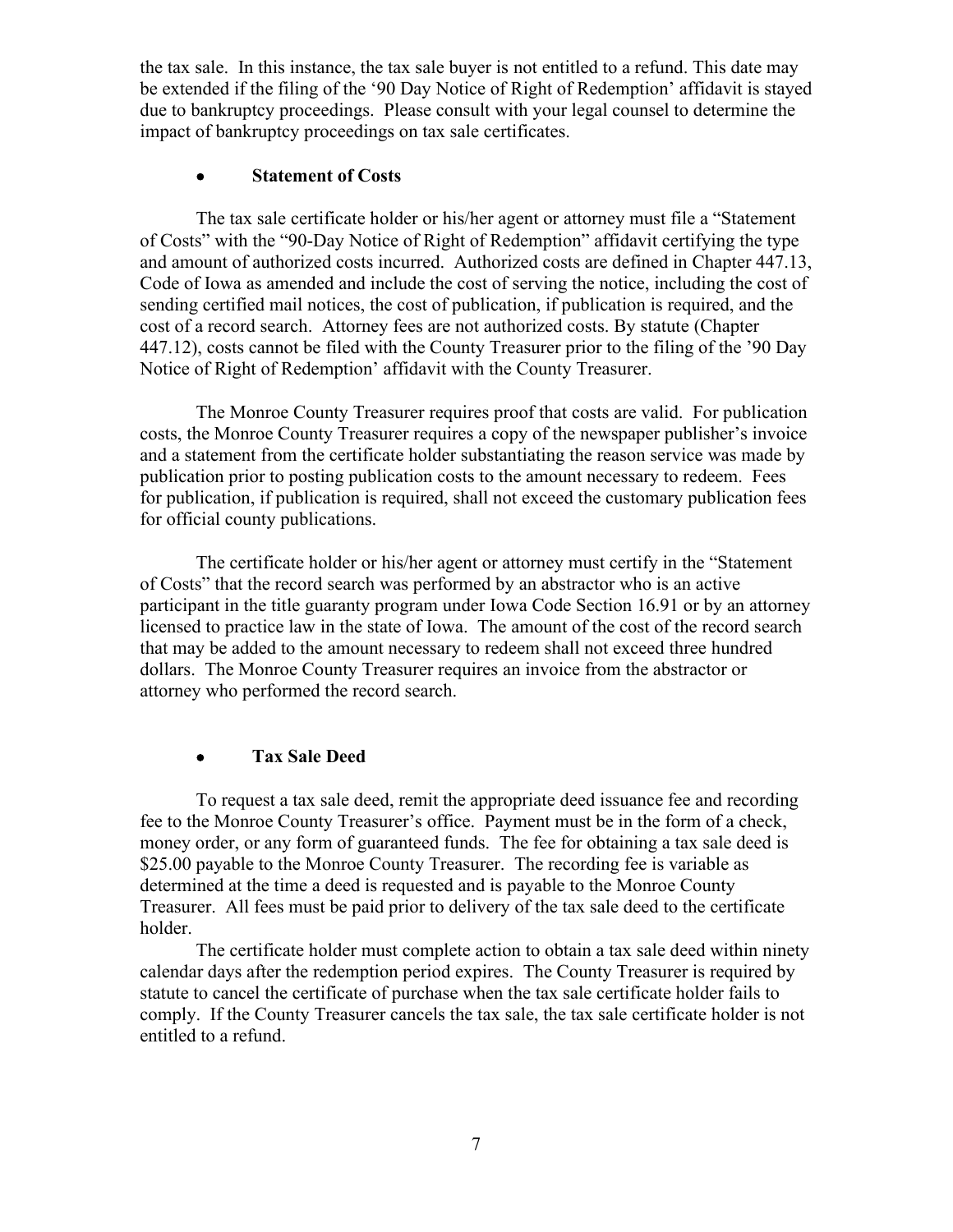the tax sale. In this instance, the tax sale buyer is not entitled to a refund. This date may be extended if the filing of the '90 Day Notice of Right of Redemption' affidavit is stayed due to bankruptcy proceedings. Please consult with your legal counsel to determine the impact of bankruptcy proceedings on tax sale certificates.

- **Statement of Costs**

The tax sale certificate holder or his/her agent or attorney must file a "Statement of Costs" with the "90-Day Notice of Right of Redemption" affidavit certifying the type and amount of authorized costs incurred. Authorized costs are defined in Chapter 447.13, Code of Iowa as amended and include the cost of serving the notice, including the cost of sending certified mail notices, the cost of publication, if publication is required, and the cost of a record search. Attorney fees are not authorized costs. By statute (Chapter 447.12), costs cannot be filed with the County Treasurer prior to the filing of the '90 Day Notice of Right of Redemption' affidavit with the County Treasurer.

The Monroe County Treasurer requires proof that costs are valid. For publication costs, the Monroe County Treasurer requires a copy of the newspaper publisher's invoice and a statement from the certificate holder substantiating the reason service was made by publication prior to posting publication costs to the amount necessary to redeem. Fees for publication, if publication is required, shall not exceed the customary publication fees for official county publications.

The certificate holder or his/her agent or attorney must certify in the "Statement of Costs" that the record search was performed by an abstractor who is an active participant in the title guaranty program under Iowa Code Section 16.91 or by an attorney licensed to practice law in the state of Iowa. The amount of the cost of the record search that may be added to the amount necessary to redeem shall not exceed three hundred dollars. The Monroe County Treasurer requires an invoice from the abstractor or attorney who performed the record search.

- **Tax Sale Deed**

To request a tax sale deed, remit the appropriate deed issuance fee and recording fee to the Monroe County Treasurer's office. Payment must be in the form of a check, money order, or any form of guaranteed funds. The fee for obtaining a tax sale deed is $25.00 payable to the Monroe County Treasurer. The recording fee is variable as determined at the time a deed is requested and is payable to the Monroe County Treasurer. All fees must be paid prior to delivery of the tax sale deed to the certificate holder.

The certificate holder must complete action to obtain a tax sale deed within ninety calendar days after the redemption period expires. The County Treasurer is required by statute to cancel the certificate of purchase when the tax sale certificate holder fails to comply. If the County Treasurer cancels the tax sale, the tax sale certificate holder is not entitled to a refund.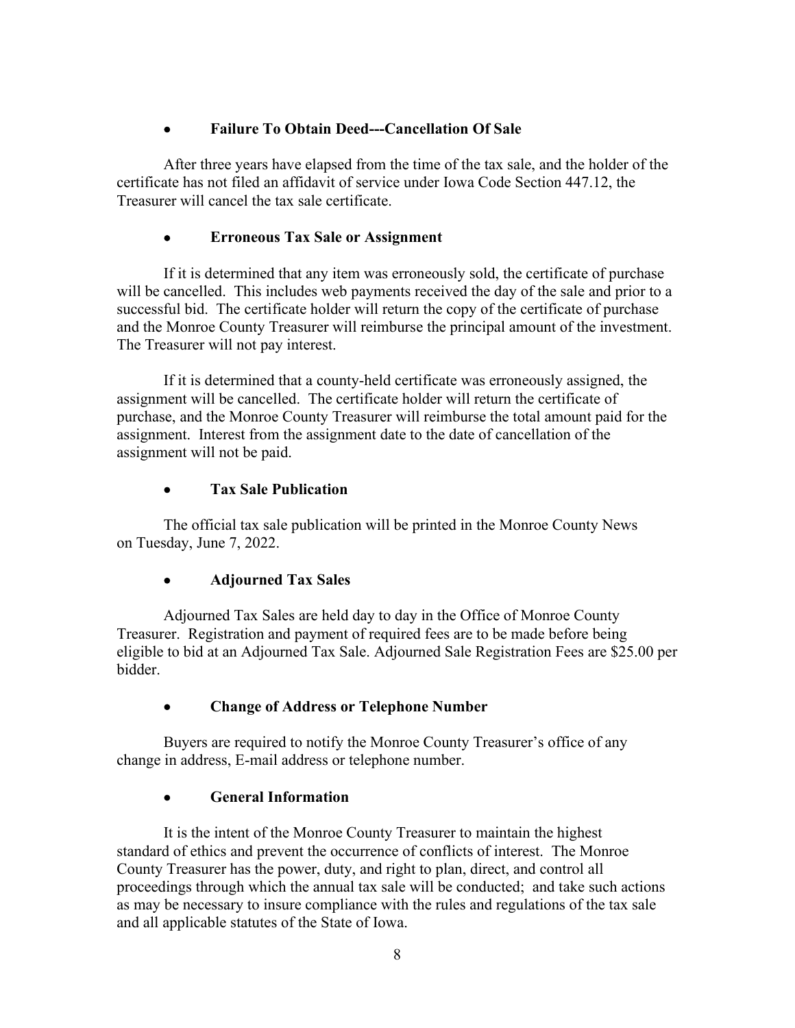- **Failure To Obtain Deed---Cancellation Of Sale**

After three years have elapsed from the time of the tax sale, and the holder of the certificate has not filed an affidavit of service under Iowa Code Section 447.12, the Treasurer will cancel the tax sale certificate.

- **Erroneous Tax Sale or Assignment**

If it is determined that any item was erroneously sold, the certificate of purchase will be cancelled. This includes web payments received the day of the sale and prior to a successful bid. The certificate holder will return the copy of the certificate of purchase and the Monroe County Treasurer will reimburse the principal amount of the investment. The Treasurer will not pay interest.

If it is determined that a county-held certificate was erroneously assigned, the assignment will be cancelled. The certificate holder will return the certificate of purchase, and the Monroe County Treasurer will reimburse the total amount paid for the assignment. Interest from the assignment date to the date of cancellation of the assignment will not be paid.

- **Tax Sale Publication**

The official tax sale publication will be printed in the Monroe County News on Tuesday, June 7, 2022.

- **Adjourned Tax Sales**

Adjourned Tax Sales are held day to day in the Office of Monroe County Treasurer. Registration and payment of required fees are to be made before being eligible to bid at an Adjourned Tax Sale. Adjourned Sale Registration Fees are $25.00 per bidder.

- **Change of Address or Telephone Number**

Buyers are required to notify the Monroe County Treasurer's office of any change in address, E-mail address or telephone number.

- **General Information**

It is the intent of the Monroe County Treasurer to maintain the highest standard of ethics and prevent the occurrence of conflicts of interest. The Monroe County Treasurer has the power, duty, and right to plan, direct, and control all proceedings through which the annual tax sale will be conducted; and take such actions as may be necessary to insure compliance with the rules and regulations of the tax sale and all applicable statutes of the State of Iowa.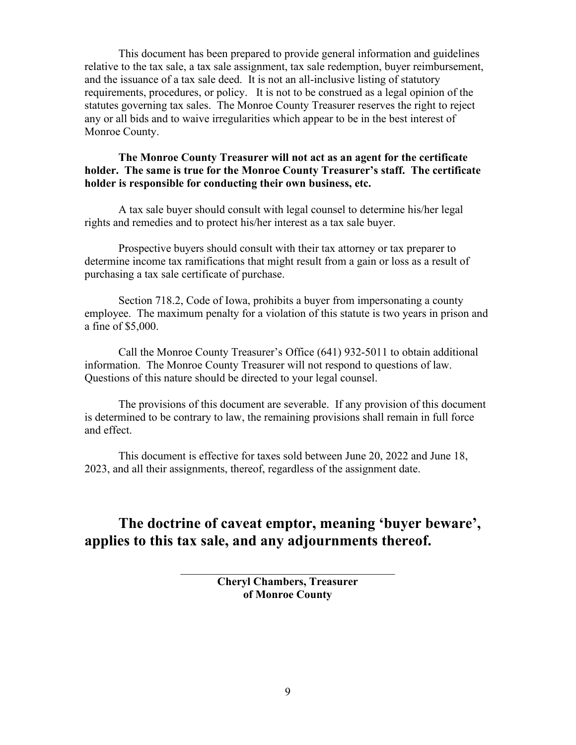This document has been prepared to provide general information and guidelines relative to the tax sale, a tax sale assignment, tax sale redemption, buyer reimbursement, and the issuance of a tax sale deed. It is not an all-inclusive listing of statutory requirements, procedures, or policy. It is not to be construed as a legal opinion of the statutes governing tax sales. The Monroe County Treasurer reserves the right to reject any or all bids and to waive irregularities which appear to be in the best interest of Monroe County.

**The Monroe County Treasurer will not act as an agent for the certificate holder. The same is true for the Monroe County Treasurer's staff. The certificate holder is responsible for conducting their own business, etc.**

A tax sale buyer should consult with legal counsel to determine his/her legal rights and remedies and to protect his/her interest as a tax sale buyer.

Prospective buyers should consult with their tax attorney or tax preparer to determine income tax ramifications that might result from a gain or loss as a result of purchasing a tax sale certificate of purchase.

Section 718.2, Code of Iowa, prohibits a buyer from impersonating a county employee. The maximum penalty for a violation of this statute is two years in prison and a fine of $5,000.

Call the Monroe County Treasurer's Office (641) 932-5011 to obtain additional information. The Monroe County Treasurer will not respond to questions of law. Questions of this nature should be directed to your legal counsel.

The provisions of this document are severable. If any provision of this document is determined to be contrary to law, the remaining provisions shall remain in full force and effect.

This document is effective for taxes sold between June 20, 2022 and June 18, 2023, and all their assignments, thereof, regardless of the assignment date.

## The doctrine of caveat emptor, meaning 'buyer beware', applies to this tax sale, and any adjournments thereof.

\_\_\_\_\_\_\_\_\_\_\_\_\_\_\_\_\_\_\_\_\_\_\_\_\_\_\_\_\_\_\_\_\_\_\_\_

**Cheryl Chambers, Treasurer**
**of Monroe County**